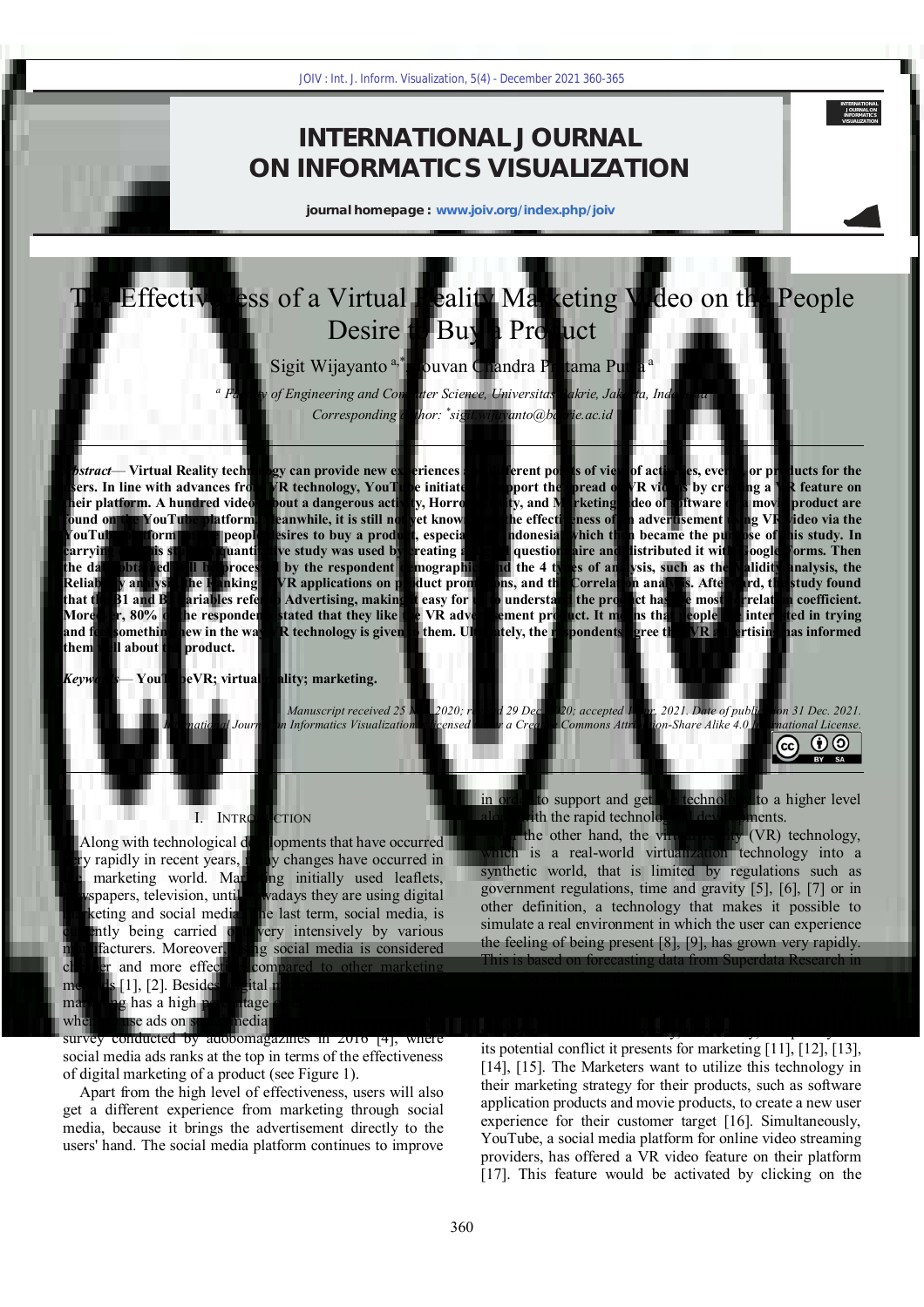# INTERNATIONAL JOURNAL ON INFORMATICS VISUALIZATION

journal homepage : www.joiv.org/index.php/joiv

# The Effectiveness of a Virtual Reality Marketing Video on the People Desire to Buy a Product

Sigit Wijayanto [a,*], Jouvan Chandra Pratama Putra [a]

[a] Faculty of Engineering and Computer Science, Universitas Bakrie, Jakarta, Indonesia
Corresponding author: [*]sigit.wijayanto@bakrie.ac.id

***Abstract*— Virtual Reality technology can provide new experiences from different points of view of activities, events, or products for the users. In line with advances from VR technology, YouTube initiated to support the spread of VR videos by creating a VR feature on their platform. A hundred videos about a dangerous activity, Horror activity, and Marketing video of software and movie product are found on the YouTube platform. Meanwhile, it is still not yet known the effectiveness of an advertisement using VR video via the YouTube platform on people desires to buy a product, especially in Indonesia which then became the purpose of this study. In carrying out this study, a quantitative study was used by creating a questionnaire and distributed it with Google Forms. Then the data obtained will be processed by the respondent demographics and the 4 types of analysis, such as the Validity analysis, the Reliability analysis, the Ranking of VR applications on product promotions, and the Correlation analysis. Afterward, this study found that the B1 and B4 variables refer to Advertising, making it easy for us to understand the product has the most correlation coefficient. Moreover, 80% of the respondents stated that they like the VR advertisement product. It means that people are interested in trying and feel something new in the way VR technology is given to them. Ultimately, the respondents agree that VR advertising has informed them all about the product.**

***Keywords*— YouTubeVR; virtual reality; marketing.**

*Manuscript received 25 Jun. 2020; revised 29 Dec. 2020; accepted 1 Mar. 2021. Date of publication 31 Dec. 2021. International Journal on Informatics Visualization is licensed under a Creative Commons Attribution-Share Alike 4.0 International License.*

## I. INTRODUCTION

Along with technological developments that have occurred very rapidly in recent years, many changes have occurred in the marketing world. Marketing initially used leaflets, newspapers, television, until nowadays they are using digital marketing and social media. The last term, social media, is currently being carried out very intensively by various manufacturers. Moreover, using social media is considered cheaper and more effective compared to other marketing methods [1], [2]. Besides, digital marketing has a high percentage ... where these ads on social media ... survey conducted by adobomagazines in 2016 [4], where social media ads ranks at the top in terms of the effectiveness of digital marketing of a product (see Figure 1).

Apart from the high level of effectiveness, users will also get a different experience from marketing through social media, because it brings the advertisement directly to the users' hand. The social media platform continues to improve in order to support and get the technology to a higher level along with the rapid technological developments.

On the other hand, the virtual reality (VR) technology, which is a real-world virtualization technology into a synthetic world, that is limited by regulations such as government regulations, time and gravity [5], [6], [7] or in other definition, a technology that makes it possible to simulate a real environment in which the user can experience the feeling of being present [8], [9], has grown very rapidly. This is based on forecasting data from Superdata Research in ... its potential conflict it presents for marketing [11], [12], [13], [14], [15]. The Marketers want to utilize this technology in their marketing strategy for their products, such as software application products and movie products, to create a new user experience for their customer target [16]. Simultaneously, YouTube, a social media platform for online video streaming providers, has offered a VR video feature on their platform [17]. This feature would be activated by clicking on the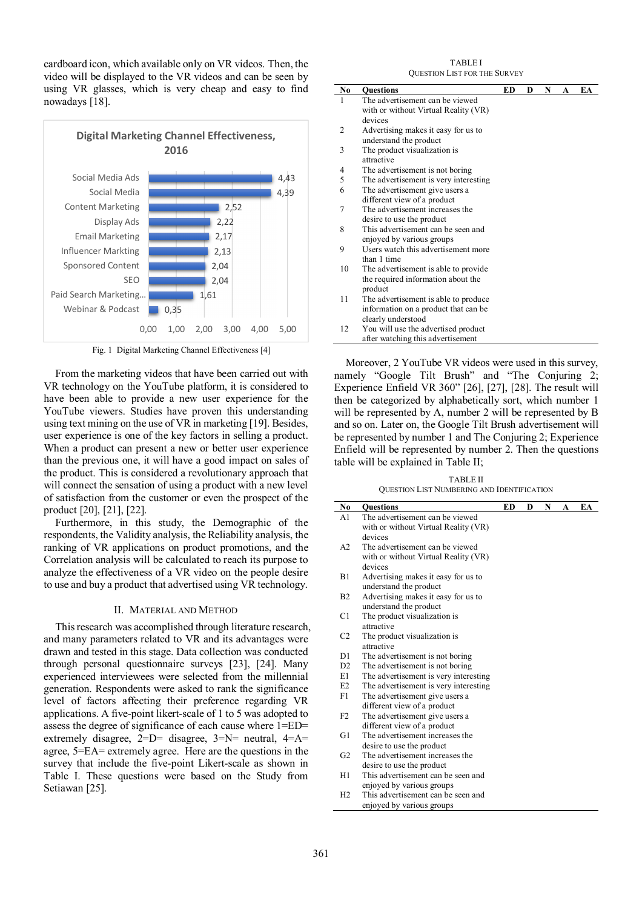cardboard icon, which available only on VR videos. Then, the video will be displayed to the VR videos and can be seen by using VR glasses, which is very cheap and easy to find nowadays [18].

**Digital Marketing Channel Effectiveness, 2016**

| Channel | Value |
|---|---|
| Social Media Ads | 4,43 |
| Social Media | 4,39 |
| Content Marketing | 2,52 |
| Display Ads | 2,22 |
| Email Marketing | 2,17 |
| Influencer Markting | 2,13 |
| Sponsored Content | 2,04 |
| SEO | 2,04 |
| Paid Search Marketing... | 1,61 |
| Webinar & Podcast | 0,35 |

Fig. 1 Digital Marketing Channel Effectiveness [4]

From the marketing videos that have been carried out with VR technology on the YouTube platform, it is considered to have been able to provide a new user experience for the YouTube viewers. Studies have proven this understanding using text mining on the use of VR in marketing [19]. Besides, user experience is one of the key factors in selling a product. When a product can present a new or better user experience than the previous one, it will have a good impact on sales of the product. This is considered a revolutionary approach that will connect the sensation of using a product with a new level of satisfaction from the customer or even the prospect of the product [20], [21], [22].

Furthermore, in this study, the Demographic of the respondents, the Validity analysis, the Reliability analysis, the ranking of VR applications on product promotions, and the Correlation analysis will be calculated to reach its purpose to analyze the effectiveness of a VR video on the people desire to use and buy a product that advertised using VR technology.

## II. Material and Method

This research was accomplished through literature research, and many parameters related to VR and its advantages were drawn and tested in this stage. Data collection was conducted through personal questionnaire surveys [23], [24]. Many experienced interviewees were selected from the millennial generation. Respondents were asked to rank the significance level of factors affecting their preference regarding VR applications. A five-point likert-scale of 1 to 5 was adopted to assess the degree of significance of each cause where 1=ED= extremely disagree, 2=D= disagree, 3=N= neutral, 4=A= agree, 5=EA= extremely agree. Here are the questions in the survey that include the five-point Likert-scale as shown in Table I. These questions were based on the Study from Setiawan [25].

TABLE I
Question List for the Survey

| No | Questions | ED | D | N | A | EA |
|---|---|---|---|---|---|---|
| 1 | The advertisement can be viewed with or without Virtual Reality (VR) devices | | | | | |
| 2 | Advertising makes it easy for us to understand the product | | | | | |
| 3 | The product visualization is attractive | | | | | |
| 4 | The advertisement is not boring | | | | | |
| 5 | The advertisement is very interesting | | | | | |
| 6 | The advertisement give users a different view of a product | | | | | |
| 7 | The advertisement increases the desire to use the product | | | | | |
| 8 | This advertisement can be seen and enjoyed by various groups | | | | | |
| 9 | Users watch this advertisement more than 1 time | | | | | |
| 10 | The advertisement is able to provide the required information about the product | | | | | |
| 11 | The advertisement is able to produce information on a product that can be clearly understood | | | | | |
| 12 | You will use the advertised product after watching this advertisement | | | | | |

Moreover, 2 YouTube VR videos were used in this survey, namely "Google Tilt Brush" and "The Conjuring 2; Experience Enfield VR 360" [26], [27], [28]. The result will then be categorized by alphabetically sort, which number 1 will be represented by A, number 2 will be represented by B and so on. Later on, the Google Tilt Brush advertisement will be represented by number 1 and The Conjuring 2; Experience Enfield will be represented by number 2. Then the questions table will be explained in Table II;

TABLE II
Question List Numbering and Identification

| No | Questions | ED | D | N | A | EA |
|---|---|---|---|---|---|---|
| A1 | The advertisement can be viewed with or without Virtual Reality (VR) devices | | | | | |
| A2 | The advertisement can be viewed with or without Virtual Reality (VR) devices | | | | | |
| B1 | Advertising makes it easy for us to understand the product | | | | | |
| B2 | Advertising makes it easy for us to understand the product | | | | | |
| C1 | The product visualization is attractive | | | | | |
| C2 | The product visualization is attractive | | | | | |
| D1 | The advertisement is not boring | | | | | |
| D2 | The advertisement is not boring | | | | | |
| E1 | The advertisement is very interesting | | | | | |
| E2 | The advertisement is very interesting | | | | | |
| F1 | The advertisement give users a different view of a product | | | | | |
| F2 | The advertisement give users a different view of a product | | | | | |
| G1 | The advertisement increases the desire to use the product | | | | | |
| G2 | The advertisement increases the desire to use the product | | | | | |
| H1 | This advertisement can be seen and enjoyed by various groups | | | | | |
| H2 | This advertisement can be seen and enjoyed by various groups | | | | | |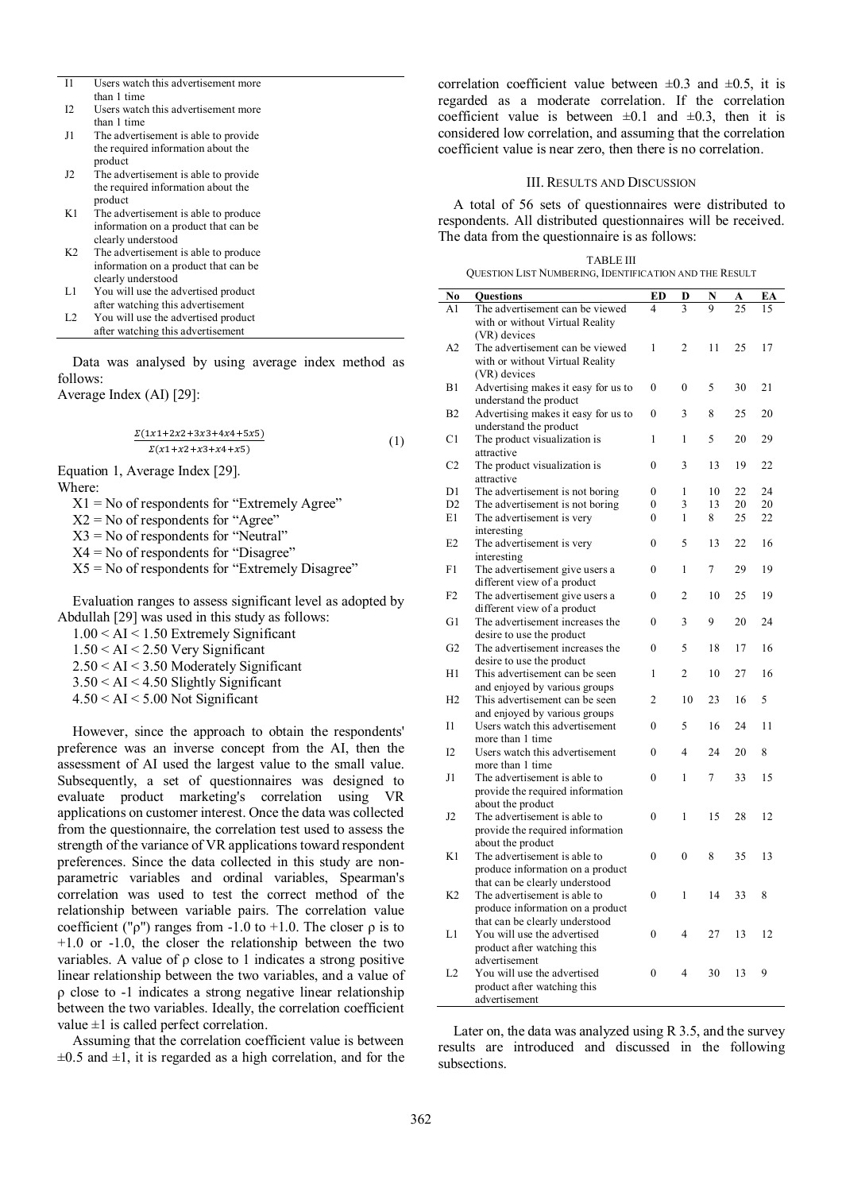| | |
|---|---|
| I1 | Users watch this advertisement more than 1 time |
| I2 | Users watch this advertisement more than 1 time |
| J1 | The advertisement is able to provide the required information about the product |
| J2 | The advertisement is able to provide the required information about the product |
| K1 | The advertisement is able to produce information on a product that can be clearly understood |
| K2 | The advertisement is able to produce information on a product that can be clearly understood |
| L1 | You will use the advertised product after watching this advertisement |
| L2 | You will use the advertised product after watching this advertisement |

Data was analysed by using average index method as follows:

Average Index (AI) [29]:

$$\frac{\Sigma(1x1+2x2+3x3+4x4+5x5)}{\Sigma(x1+x2+x3+x4+x5)} \tag{1}$$

Equation 1, Average Index [29].

Where:

- X1 = No of respondents for "Extremely Agree"
- X2 = No of respondents for "Agree"
- X3 = No of respondents for "Neutral"
- X4 = No of respondents for "Disagree"
- X5 = No of respondents for "Extremely Disagree"

Evaluation ranges to assess significant level as adopted by Abdullah [29] was used in this study as follows:

- 1.00 < AI < 1.50 Extremely Significant
- 1.50 < AI < 2.50 Very Significant
- 2.50 < AI < 3.50 Moderately Significant
- 3.50 < AI < 4.50 Slightly Significant
- 4.50 < AI < 5.00 Not Significant

However, since the approach to obtain the respondents' preference was an inverse concept from the AI, then the assessment of AI used the largest value to the small value. Subsequently, a set of questionnaires was designed to evaluate product marketing's correlation using VR applications on customer interest. Once the data was collected from the questionnaire, the correlation test used to assess the strength of the variance of VR applications toward respondent preferences. Since the data collected in this study are non-parametric variables and ordinal variables, Spearman's correlation was used to test the correct method of the relationship between variable pairs. The correlation value coefficient ("ρ") ranges from -1.0 to +1.0. The closer ρ is to +1.0 or -1.0, the closer the relationship between the two variables. A value of ρ close to 1 indicates a strong positive linear relationship between the two variables, and a value of ρ close to -1 indicates a strong negative linear relationship between the two variables. Ideally, the correlation coefficient value ±1 is called perfect correlation.

Assuming that the correlation coefficient value is between ±0.5 and ±1, it is regarded as a high correlation, and for the correlation coefficient value between ±0.3 and ±0.5, it is regarded as a moderate correlation. If the correlation coefficient value is between ±0.1 and ±0.3, then it is considered low correlation, and assuming that the correlation coefficient value is near zero, then there is no correlation.

## III. Results and Discussion

A total of 56 sets of questionnaires were distributed to respondents. All distributed questionnaires will be received. The data from the questionnaire is as follows:

TABLE III
QUESTION LIST NUMBERING, IDENTIFICATION AND THE RESULT

| No | Questions | ED | D | N | A | EA |
|---|---|---|---|---|---|---|
| A1 | The advertisement can be viewed with or without Virtual Reality (VR) devices | 4 | 3 | 9 | 25 | 15 |
| A2 | The advertisement can be viewed with or without Virtual Reality (VR) devices | 1 | 2 | 11 | 25 | 17 |
| B1 | Advertising makes it easy for us to understand the product | 0 | 0 | 5 | 30 | 21 |
| B2 | Advertising makes it easy for us to understand the product | 0 | 3 | 8 | 25 | 20 |
| C1 | The product visualization is attractive | 1 | 1 | 5 | 20 | 29 |
| C2 | The product visualization is attractive | 0 | 3 | 13 | 19 | 22 |
| D1 | The advertisement is not boring | 0 | 1 | 10 | 22 | 24 |
| D2 | The advertisement is not boring | 0 | 3 | 13 | 20 | 20 |
| E1 | The advertisement is very interesting | 0 | 1 | 8 | 25 | 22 |
| E2 | The advertisement is very interesting | 0 | 5 | 13 | 22 | 16 |
| F1 | The advertisement give users a different view of a product | 0 | 1 | 7 | 29 | 19 |
| F2 | The advertisement give users a different view of a product | 0 | 2 | 10 | 25 | 19 |
| G1 | The advertisement increases the desire to use the product | 0 | 3 | 9 | 20 | 24 |
| G2 | The advertisement increases the desire to use the product | 0 | 5 | 18 | 17 | 16 |
| H1 | This advertisement can be seen and enjoyed by various groups | 1 | 2 | 10 | 27 | 16 |
| H2 | This advertisement can be seen and enjoyed by various groups | 2 | 10 | 23 | 16 | 5 |
| I1 | Users watch this advertisement more than 1 time | 0 | 5 | 16 | 24 | 11 |
| I2 | Users watch this advertisement more than 1 time | 0 | 4 | 24 | 20 | 8 |
| J1 | The advertisement is able to provide the required information about the product | 0 | 1 | 7 | 33 | 15 |
| J2 | The advertisement is able to provide the required information about the product | 0 | 1 | 15 | 28 | 12 |
| K1 | The advertisement is able to produce information on a product that can be clearly understood | 0 | 0 | 8 | 35 | 13 |
| K2 | The advertisement is able to produce information on a product that can be clearly understood | 0 | 1 | 14 | 33 | 8 |
| L1 | You will use the advertised product after watching this advertisement | 0 | 4 | 27 | 13 | 12 |
| L2 | You will use the advertised product after watching this advertisement | 0 | 4 | 30 | 13 | 9 |

Later on, the data was analyzed using R 3.5, and the survey results are introduced and discussed in the following subsections.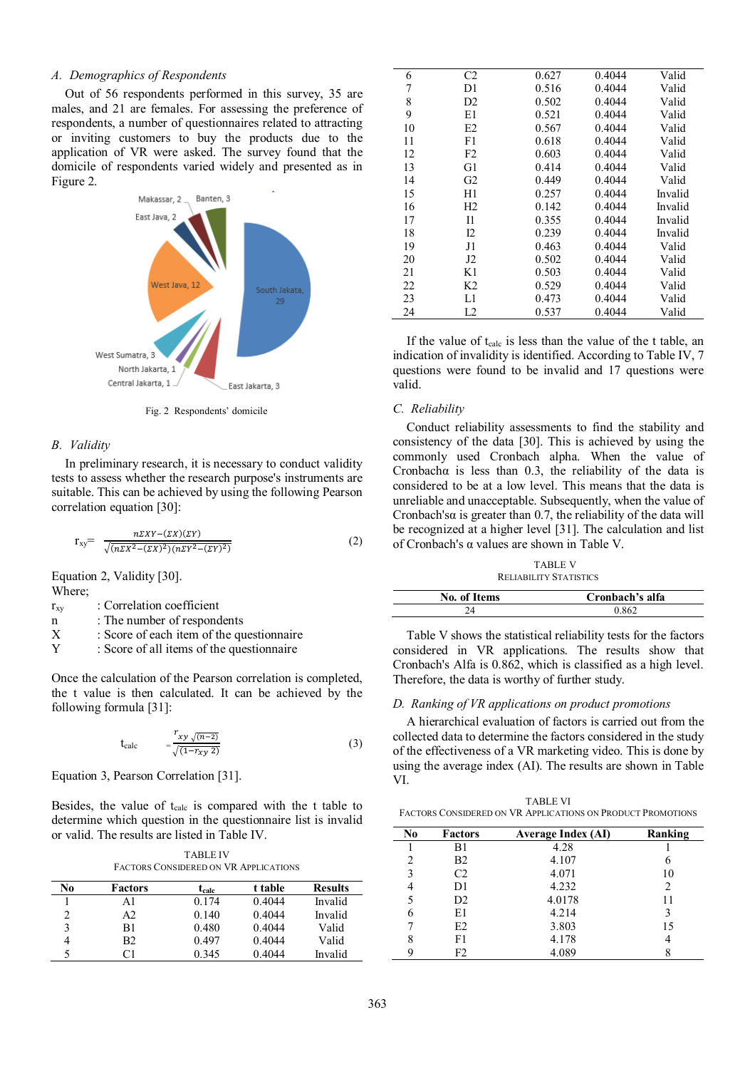### A. Demographics of Respondents

Out of 56 respondents performed in this survey, 35 are males, and 21 are females. For assessing the preference of respondents, a number of questionnaires related to attracting or inviting customers to buy the products due to the application of VR were asked. The survey found that the domicile of respondents varied widely and presented as in Figure 2.

Fig. 2 Respondents' domicile

### B. Validity

In preliminary research, it is necessary to conduct validity tests to assess whether the research purpose's instruments are suitable. This can be achieved by using the following Pearson correlation equation [30]:

$$r_{xy} = \frac{n\Sigma XY - (\Sigma X)(\Sigma Y)}{\sqrt{(n\Sigma X^2 - (\Sigma X)^2)(n\Sigma Y^2 - (\Sigma Y)^2)}} \quad (2)$$

Equation 2, Validity [30].

Where;

- $r_{xy}$ : Correlation coefficient
- n : The number of respondents
- X : Score of each item of the questionnaire
- Y : Score of all items of the questionnaire

Once the calculation of the Pearson correlation is completed, the t value is then calculated. It can be achieved by the following formula [31]:

$$t_{calc} = \frac{r_{xy}\sqrt{(n-2)}}{\sqrt{(1-r_{xy}\,2)}} \quad (3)$$

Equation 3, Pearson Correlation [31].

Besides, the value of $t_{calc}$ is compared with the t table to determine which question in the questionnaire list is invalid or valid. The results are listed in Table IV.

TABLE IV
FACTORS CONSIDERED ON VR APPLICATIONS

| No | Factors | $t_{calc}$ | t table | Results |
|---|---|---|---|---|
| 1 | A1 | 0.174 | 0.4044 | Invalid |
| 2 | A2 | 0.140 | 0.4044 | Invalid |
| 3 | B1 | 0.480 | 0.4044 | Valid |
| 4 | B2 | 0.497 | 0.4044 | Valid |
| 5 | C1 | 0.345 | 0.4044 | Invalid |
| 6 | C2 | 0.627 | 0.4044 | Valid |
| 7 | D1 | 0.516 | 0.4044 | Valid |
| 8 | D2 | 0.502 | 0.4044 | Valid |
| 9 | E1 | 0.521 | 0.4044 | Valid |
| 10 | E2 | 0.567 | 0.4044 | Valid |
| 11 | F1 | 0.618 | 0.4044 | Valid |
| 12 | F2 | 0.603 | 0.4044 | Valid |
| 13 | G1 | 0.414 | 0.4044 | Valid |
| 14 | G2 | 0.449 | 0.4044 | Valid |
| 15 | H1 | 0.257 | 0.4044 | Invalid |
| 16 | H2 | 0.142 | 0.4044 | Invalid |
| 17 | I1 | 0.355 | 0.4044 | Invalid |
| 18 | I2 | 0.239 | 0.4044 | Invalid |
| 19 | J1 | 0.463 | 0.4044 | Valid |
| 20 | J2 | 0.502 | 0.4044 | Valid |
| 21 | K1 | 0.503 | 0.4044 | Valid |
| 22 | K2 | 0.529 | 0.4044 | Valid |
| 23 | L1 | 0.473 | 0.4044 | Valid |
| 24 | L2 | 0.537 | 0.4044 | Valid |

If the value of $t_{calc}$ is less than the value of the t table, an indication of invalidity is identified. According to Table IV, 7 questions were found to be invalid and 17 questions were valid.

### C. Reliability

Conduct reliability assessments to find the stability and consistency of the data [30]. This is achieved by using the commonly used Cronbach alpha. When the value of Cronbachα is less than 0.3, the reliability of the data is considered to be at a low level. This means that the data is unreliable and unacceptable. Subsequently, when the value of Cronbach'sα is greater than 0.7, the reliability of the data will be recognized at a higher level [31]. The calculation and list of Cronbach's α values are shown in Table V.

TABLE V
RELIABILITY STATISTICS

| No. of Items | Cronbach's alfa |
|---|---|
| 24 | 0.862 |

Table V shows the statistical reliability tests for the factors considered in VR applications. The results show that Cronbach's Alfa is 0.862, which is classified as a high level. Therefore, the data is worthy of further study.

### D. Ranking of VR applications on product promotions

A hierarchical evaluation of factors is carried out from the collected data to determine the factors considered in the study of the effectiveness of a VR marketing video. This is done by using the average index (AI). The results are shown in Table VI.

TABLE VI
FACTORS CONSIDERED ON VR APPLICATIONS ON PRODUCT PROMOTIONS

| No | Factors | Average Index (AI) | Ranking |
|---|---|---|---|
| 1 | B1 | 4.28 | 1 |
| 2 | B2 | 4.107 | 6 |
| 3 | C2 | 4.071 | 10 |
| 4 | D1 | 4.232 | 2 |
| 5 | D2 | 4.0178 | 11 |
| 6 | E1 | 4.214 | 3 |
| 7 | E2 | 3.803 | 15 |
| 8 | F1 | 4.178 | 4 |
| 9 | F2 | 4.089 | 8 |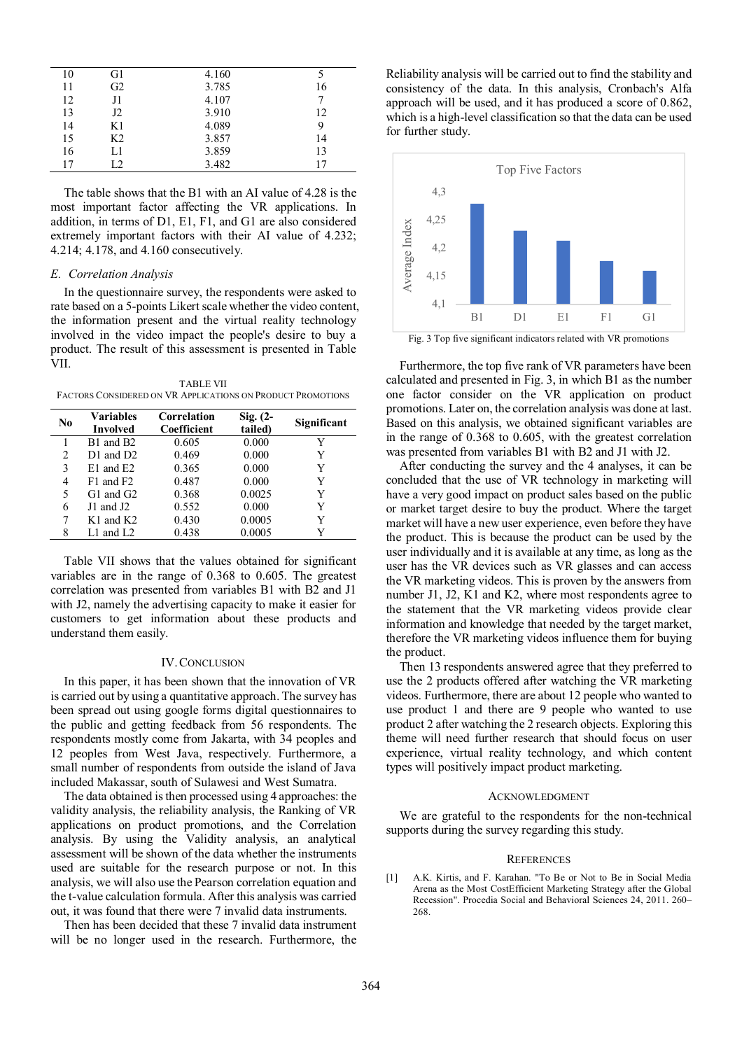| | | | |
|---|---|---|---|
| 10 | G1 | 4.160 | 5 |
| 11 | G2 | 3.785 | 16 |
| 12 | J1 | 4.107 | 7 |
| 13 | J2 | 3.910 | 12 |
| 14 | K1 | 4.089 | 9 |
| 15 | K2 | 3.857 | 14 |
| 16 | L1 | 3.859 | 13 |
| 17 | L2 | 3.482 | 17 |

The table shows that the B1 with an AI value of 4.28 is the most important factor affecting the VR applications. In addition, in terms of D1, E1, F1, and G1 are also considered extremely important factors with their AI value of 4.232; 4.214; 4.178, and 4.160 consecutively.

### *E. Correlation Analysis*

In the questionnaire survey, the respondents were asked to rate based on a 5-points Likert scale whether the video content, the information present and the virtual reality technology involved in the video impact the people's desire to buy a product. The result of this assessment is presented in Table VII.

TABLE VII
FACTORS CONSIDERED ON VR APPLICATIONS ON PRODUCT PROMOTIONS

| No | Variables Involved | Correlation Coefficient | Sig. (2-tailed) | Significant |
|---|---|---|---|---|
| 1 | B1 and B2 | 0.605 | 0.000 | Y |
| 2 | D1 and D2 | 0.469 | 0.000 | Y |
| 3 | E1 and E2 | 0.365 | 0.000 | Y |
| 4 | F1 and F2 | 0.487 | 0.000 | Y |
| 5 | G1 and G2 | 0.368 | 0.0025 | Y |
| 6 | J1 and J2 | 0.552 | 0.000 | Y |
| 7 | K1 and K2 | 0.430 | 0.0005 | Y |
| 8 | L1 and L2 | 0.438 | 0.0005 | Y |

Table VII shows that the values obtained for significant variables are in the range of 0.368 to 0.605. The greatest correlation was presented from variables B1 with B2 and J1 with J2, namely the advertising capacity to make it easier for customers to get information about these products and understand them easily.

## IV. CONCLUSION

In this paper, it has been shown that the innovation of VR is carried out by using a quantitative approach. The survey has been spread out using google forms digital questionnaires to the public and getting feedback from 56 respondents. The respondents mostly come from Jakarta, with 34 peoples and 12 peoples from West Java, respectively. Furthermore, a small number of respondents from outside the island of Java included Makassar, south of Sulawesi and West Sumatra.

The data obtained is then processed using 4 approaches: the validity analysis, the reliability analysis, the Ranking of VR applications on product promotions, and the Correlation analysis. By using the Validity analysis, an analytical assessment will be shown of the data whether the instruments used are suitable for the research purpose or not. In this analysis, we will also use the Pearson correlation equation and the t-value calculation formula. After this analysis was carried out, it was found that there were 7 invalid data instruments.

Then has been decided that these 7 invalid data instrument will be no longer used in the research. Furthermore, the Reliability analysis will be carried out to find the stability and consistency of the data. In this analysis, Cronbach's Alfa approach will be used, and it has produced a score of 0.862, which is a high-level classification so that the data can be used for further study.

Fig. 3 Top five significant indicators related with VR promotions

Furthermore, the top five rank of VR parameters have been calculated and presented in Fig. 3, in which B1 as the number one factor consider on the VR application on product promotions. Later on, the correlation analysis was done at last. Based on this analysis, we obtained significant variables are in the range of 0.368 to 0.605, with the greatest correlation was presented from variables B1 with B2 and J1 with J2.

After conducting the survey and the 4 analyses, it can be concluded that the use of VR technology in marketing will have a very good impact on product sales based on the public or market target desire to buy the product. Where the target market will have a new user experience, even before they have the product. This is because the product can be used by the user individually and it is available at any time, as long as the user has the VR devices such as VR glasses and can access the VR marketing videos. This is proven by the answers from number J1, J2, K1 and K2, where most respondents agree to the statement that the VR marketing videos provide clear information and knowledge that needed by the target market, therefore the VR marketing videos influence them for buying the product.

Then 13 respondents answered agree that they preferred to use the 2 products offered after watching the VR marketing videos. Furthermore, there are about 12 people who wanted to use product 1 and there are 9 people who wanted to use product 2 after watching the 2 research objects. Exploring this theme will need further research that should focus on user experience, virtual reality technology, and which content types will positively impact product marketing.

## ACKNOWLEDGMENT

We are grateful to the respondents for the non-technical supports during the survey regarding this study.

## REFERENCES

[1] A.K. Kirtis, and F. Karahan. "To Be or Not to Be in Social Media Arena as the Most CostEfficient Marketing Strategy after the Global Recession". Procedia Social and Behavioral Sciences 24, 2011. 260–268.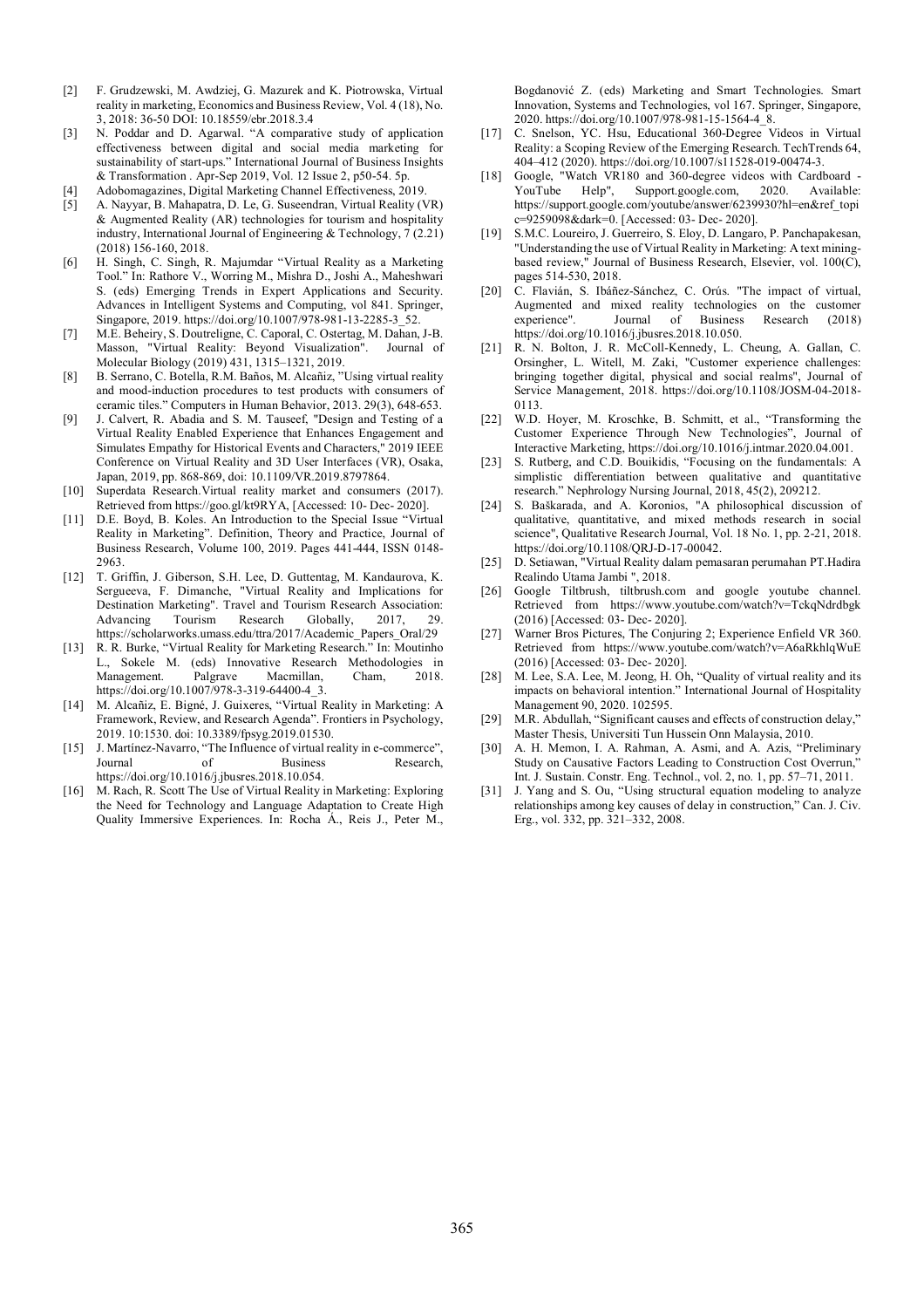[2] F. Grudzewski, M. Awdziej, G. Mazurek and K. Piotrowska, Virtual reality in marketing, Economics and Business Review, Vol. 4 (18), No. 3, 2018: 36-50 DOI: 10.18559/ebr.2018.3.4

[3] N. Poddar and D. Agarwal. "A comparative study of application effectiveness between digital and social media marketing for sustainability of start-ups." International Journal of Business Insights & Transformation . Apr-Sep 2019, Vol. 12 Issue 2, p50-54. 5p.

[4] Adobomagazines, Digital Marketing Channel Effectiveness, 2019.

[5] A. Nayyar, B. Mahapatra, D. Le, G. Suseendran, Virtual Reality (VR) & Augmented Reality (AR) technologies for tourism and hospitality industry, International Journal of Engineering & Technology, 7 (2.21) (2018) 156-160, 2018.

[6] H. Singh, C. Singh, R. Majumdar "Virtual Reality as a Marketing Tool." In: Rathore V., Worring M., Mishra D., Joshi A., Maheshwari S. (eds) Emerging Trends in Expert Applications and Security. Advances in Intelligent Systems and Computing, vol 841. Springer, Singapore, 2019. https://doi.org/10.1007/978-981-13-2285-3_52.

[7] M.E. Beheiry, S. Doutreligne, C. Caporal, C. Ostertag, M. Dahan, J-B. Masson, "Virtual Reality: Beyond Visualization". Journal of Molecular Biology (2019) 431, 1315–1321, 2019.

[8] B. Serrano, C. Botella, R.M. Baños, M. Alcañiz, "Using virtual reality and mood-induction procedures to test products with consumers of ceramic tiles." Computers in Human Behavior, 2013. 29(3), 648-653.

[9] J. Calvert, R. Abadia and S. M. Tauseef, "Design and Testing of a Virtual Reality Enabled Experience that Enhances Engagement and Simulates Empathy for Historical Events and Characters," 2019 IEEE Conference on Virtual Reality and 3D User Interfaces (VR), Osaka, Japan, 2019, pp. 868-869, doi: 10.1109/VR.2019.8797864.

[10] Superdata Research.Virtual reality market and consumers (2017). Retrieved from https://goo.gl/kt9RYA, [Accessed: 10- Dec- 2020].

[11] D.E. Boyd, B. Koles. An Introduction to the Special Issue "Virtual Reality in Marketing". Definition, Theory and Practice, Journal of Business Research, Volume 100, 2019. Pages 441-444, ISSN 0148-2963.

[12] T. Griffin, J. Giberson, S.H. Lee, D. Guttentag, M. Kandaurova, K. Sergueeva, F. Dimanche, "Virtual Reality and Implications for Destination Marketing". Travel and Tourism Research Association: Advancing Tourism Research Globally, 2017, 29. https://scholarworks.umass.edu/ttra/2017/Academic_Papers_Oral/29

[13] R. R. Burke, "Virtual Reality for Marketing Research." In: Moutinho L., Sokele M. (eds) Innovative Research Methodologies in Management. Palgrave Macmillan, Cham, 2018. https://doi.org/10.1007/978-3-319-64400-4_3.

[14] M. Alcañiz, E. Bigné, J. Guixeres, "Virtual Reality in Marketing: A Framework, Review, and Research Agenda". Frontiers in Psychology, 2019. 10:1530. doi: 10.3389/fpsyg.2019.01530.

[15] J. Martínez-Navarro, "The Influence of virtual reality in e-commerce", Journal of Business Research, https://doi.org/10.1016/j.jbusres.2018.10.054.

[16] M. Rach, R. Scott The Use of Virtual Reality in Marketing: Exploring the Need for Technology and Language Adaptation to Create High Quality Immersive Experiences. In: Rocha Á., Reis J., Peter M., Bogdanović Z. (eds) Marketing and Smart Technologies. Smart Innovation, Systems and Technologies, vol 167. Springer, Singapore, 2020. https://doi.org/10.1007/978-981-15-1564-4_8.

[17] C. Snelson, YC. Hsu, Educational 360-Degree Videos in Virtual Reality: a Scoping Review of the Emerging Research. TechTrends 64, 404–412 (2020). https://doi.org/10.1007/s11528-019-00474-3.

[18] Google, "Watch VR180 and 360-degree videos with Cardboard - YouTube Help", Support.google.com, 2020. Available: https://support.google.com/youtube/answer/6239930?hl=en&ref_topic=9259098&dark=0. [Accessed: 03- Dec- 2020].

[19] S.M.C. Loureiro, J. Guerreiro, S. Eloy, D. Langaro, P. Panchapakesan, "Understanding the use of Virtual Reality in Marketing: A text mining-based review," Journal of Business Research, Elsevier, vol. 100(C), pages 514-530, 2018.

[20] C. Flavián, S. Ibáñez-Sánchez, C. Orús. "The impact of virtual, Augmented and mixed reality technologies on the customer experience". Journal of Business Research (2018) https://doi.org/10.1016/j.jbusres.2018.10.050.

[21] R. N. Bolton, J. R. McColl-Kennedy, L. Cheung, A. Gallan, C. Orsingher, L. Witell, M. Zaki, "Customer experience challenges: bringing together digital, physical and social realms", Journal of Service Management, 2018. https://doi.org/10.1108/JOSM-04-2018-0113.

[22] W.D. Hoyer, M. Kroschke, B. Schmitt, et al., "Transforming the Customer Experience Through New Technologies", Journal of Interactive Marketing, https://doi.org/10.1016/j.intmar.2020.04.001.

[23] S. Rutberg, and C.D. Bouikidis, "Focusing on the fundamentals: A simplistic differentiation between qualitative and quantitative research." Nephrology Nursing Journal, 2018, 45(2), 209212.

[24] S. Baškarada, and A. Koronios, "A philosophical discussion of qualitative, quantitative, and mixed methods research in social science", Qualitative Research Journal, Vol. 18 No. 1, pp. 2-21, 2018. https://doi.org/10.1108/QRJ-D-17-00042.

[25] D. Setiawan, "Virtual Reality dalam pemasaran perumahan PT.Hadira Realindo Utama Jambi ", 2018.

[26] Google Tiltbrush, tiltbrush.com and google youtube channel. Retrieved from https://www.youtube.com/watch?v=TckqNdrdbgk (2016) [Accessed: 03- Dec- 2020].

[27] Warner Bros Pictures, The Conjuring 2; Experience Enfield VR 360. Retrieved from https://www.youtube.com/watch?v=A6aRkhlqWuE (2016) [Accessed: 03- Dec- 2020].

[28] M. Lee, S.A. Lee, M. Jeong, H. Oh, "Quality of virtual reality and its impacts on behavioral intention." International Journal of Hospitality Management 90, 2020. 102595.

[29] M.R. Abdullah, "Significant causes and effects of construction delay," Master Thesis, Universiti Tun Hussein Onn Malaysia, 2010.

[30] A. H. Memon, I. A. Rahman, A. Asmi, and A. Azis, "Preliminary Study on Causative Factors Leading to Construction Cost Overrun," Int. J. Sustain. Constr. Eng. Technol., vol. 2, no. 1, pp. 57–71, 2011.

[31] J. Yang and S. Ou, "Using structural equation modeling to analyze relationships among key causes of delay in construction," Can. J. Civ. Erg., vol. 332, pp. 321–332, 2008.